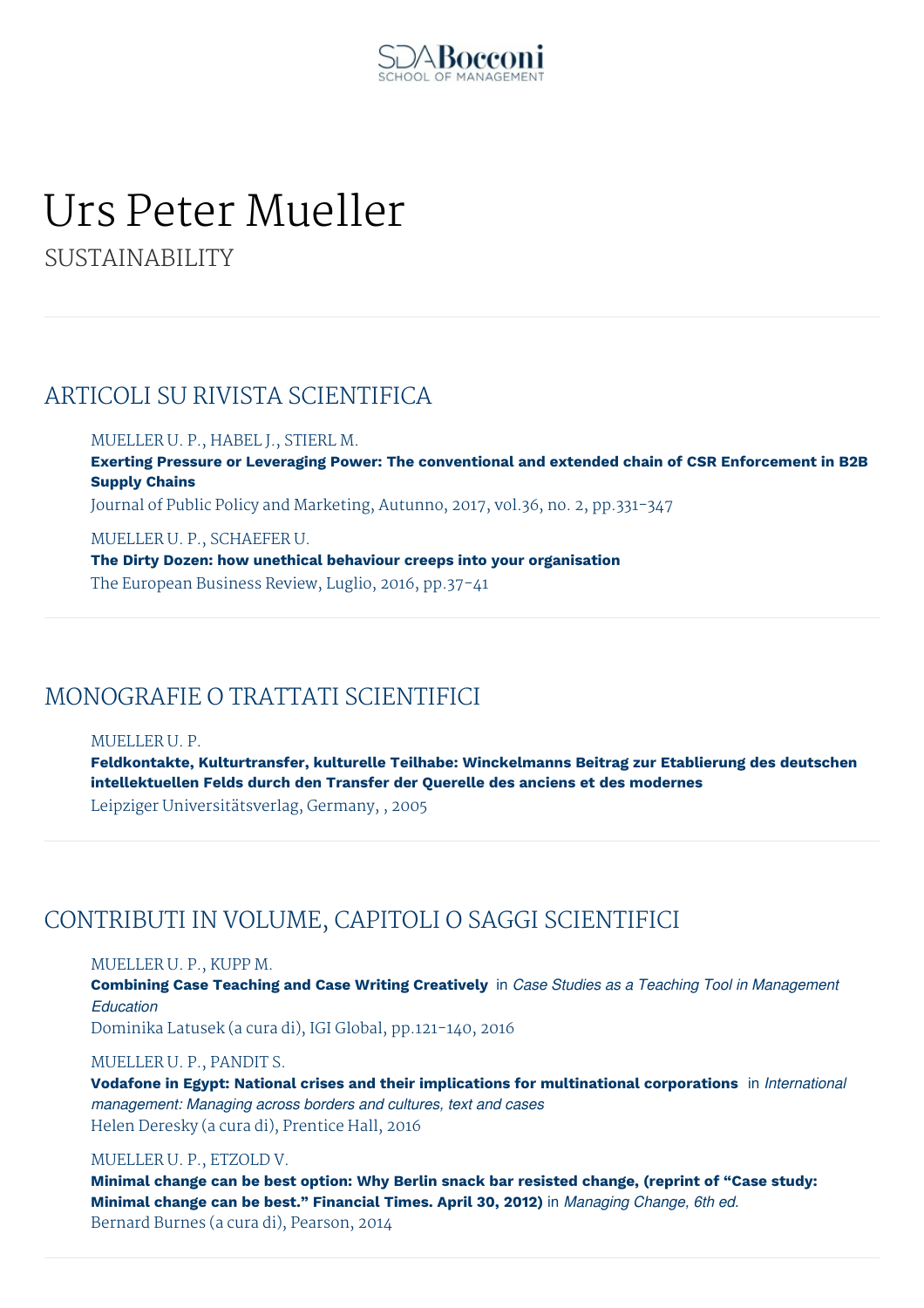# Urs Peter Mueller

SUSTAINABILITY

## ARTICOLI SU RIVISTA SCIENTIFICA

MUELLER U. P., HABEL J., STIERL M.
**Exerting Pressure or Leveraging Power: The conventional and extended chain of CSR Enforcement in B2B Supply Chains**
Journal of Public Policy and Marketing, Autunno, 2017, vol.36, no. 2, pp.331-347

MUELLER U. P., SCHAEFER U.
**The Dirty Dozen: how unethical behaviour creeps into your organisation**
The European Business Review, Luglio, 2016, pp.37-41

## MONOGRAFIE O TRATTATI SCIENTIFICI

MUELLER U. P.
**Feldkontakte, Kulturtransfer, kulturelle Teilhabe: Winckelmanns Beitrag zur Etablierung des deutschen intellektuellen Felds durch den Transfer der Querelle des anciens et des modernes**
Leipziger Universitätsverlag, Germany, , 2005

## CONTRIBUTI IN VOLUME, CAPITOLI O SAGGI SCIENTIFICI

MUELLER U. P., KUPP M.
**Combining Case Teaching and Case Writing Creatively** in *Case Studies as a Teaching Tool in Management Education*
Dominika Latusek (a cura di), IGI Global, pp.121-140, 2016

MUELLER U. P., PANDIT S.
**Vodafone in Egypt: National crises and their implications for multinational corporations** in *International management: Managing across borders and cultures, text and cases*
Helen Deresky (a cura di), Prentice Hall, 2016

MUELLER U. P., ETZOLD V.
**Minimal change can be best option: Why Berlin snack bar resisted change, (reprint of "Case study: Minimal change can be best." Financial Times. April 30, 2012)** in *Managing Change, 6th ed.*
Bernard Burnes (a cura di), Pearson, 2014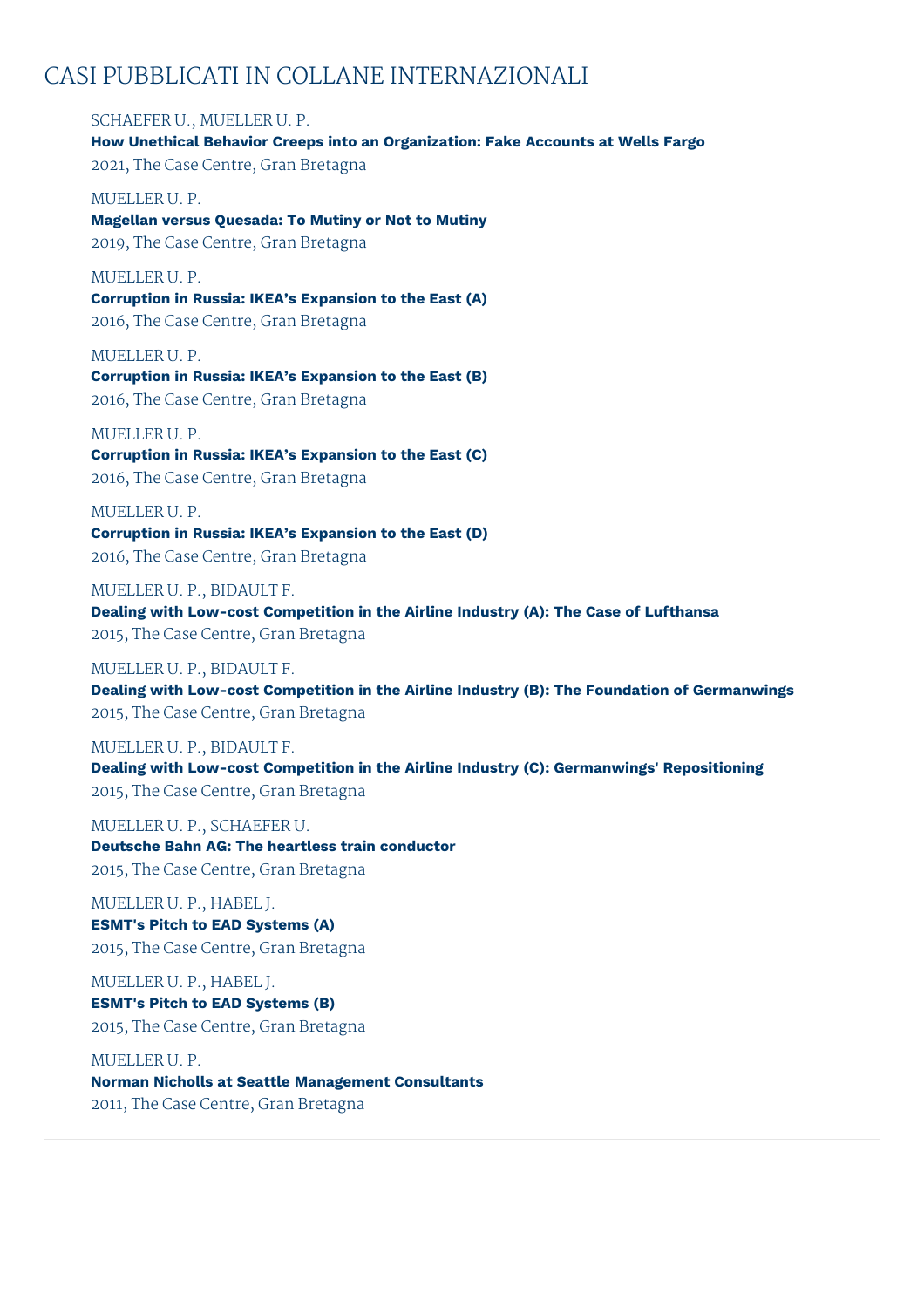# CASI PUBBLICATI IN COLLANE INTERNAZIONALI

SCHAEFER U., MUELLER U. P.
**How Unethical Behavior Creeps into an Organization: Fake Accounts at Wells Fargo**
2021, The Case Centre, Gran Bretagna

MUELLER U. P.
**Magellan versus Quesada: To Mutiny or Not to Mutiny**
2019, The Case Centre, Gran Bretagna

MUELLER U. P.
**Corruption in Russia: IKEA's Expansion to the East (A)**
2016, The Case Centre, Gran Bretagna

MUELLER U. P.
**Corruption in Russia: IKEA's Expansion to the East (B)**
2016, The Case Centre, Gran Bretagna

MUELLER U. P.
**Corruption in Russia: IKEA's Expansion to the East (C)**
2016, The Case Centre, Gran Bretagna

MUELLER U. P.
**Corruption in Russia: IKEA's Expansion to the East (D)**
2016, The Case Centre, Gran Bretagna

MUELLER U. P., BIDAULT F.
**Dealing with Low-cost Competition in the Airline Industry (A): The Case of Lufthansa**
2015, The Case Centre, Gran Bretagna

MUELLER U. P., BIDAULT F.
**Dealing with Low-cost Competition in the Airline Industry (B): The Foundation of Germanwings**
2015, The Case Centre, Gran Bretagna

MUELLER U. P., BIDAULT F.
**Dealing with Low-cost Competition in the Airline Industry (C): Germanwings' Repositioning**
2015, The Case Centre, Gran Bretagna

MUELLER U. P., SCHAEFER U.
**Deutsche Bahn AG: The heartless train conductor**
2015, The Case Centre, Gran Bretagna

MUELLER U. P., HABEL J.
**ESMT's Pitch to EAD Systems (A)**
2015, The Case Centre, Gran Bretagna

MUELLER U. P., HABEL J.
**ESMT's Pitch to EAD Systems (B)**
2015, The Case Centre, Gran Bretagna

MUELLER U. P.
**Norman Nicholls at Seattle Management Consultants**
2011, The Case Centre, Gran Bretagna